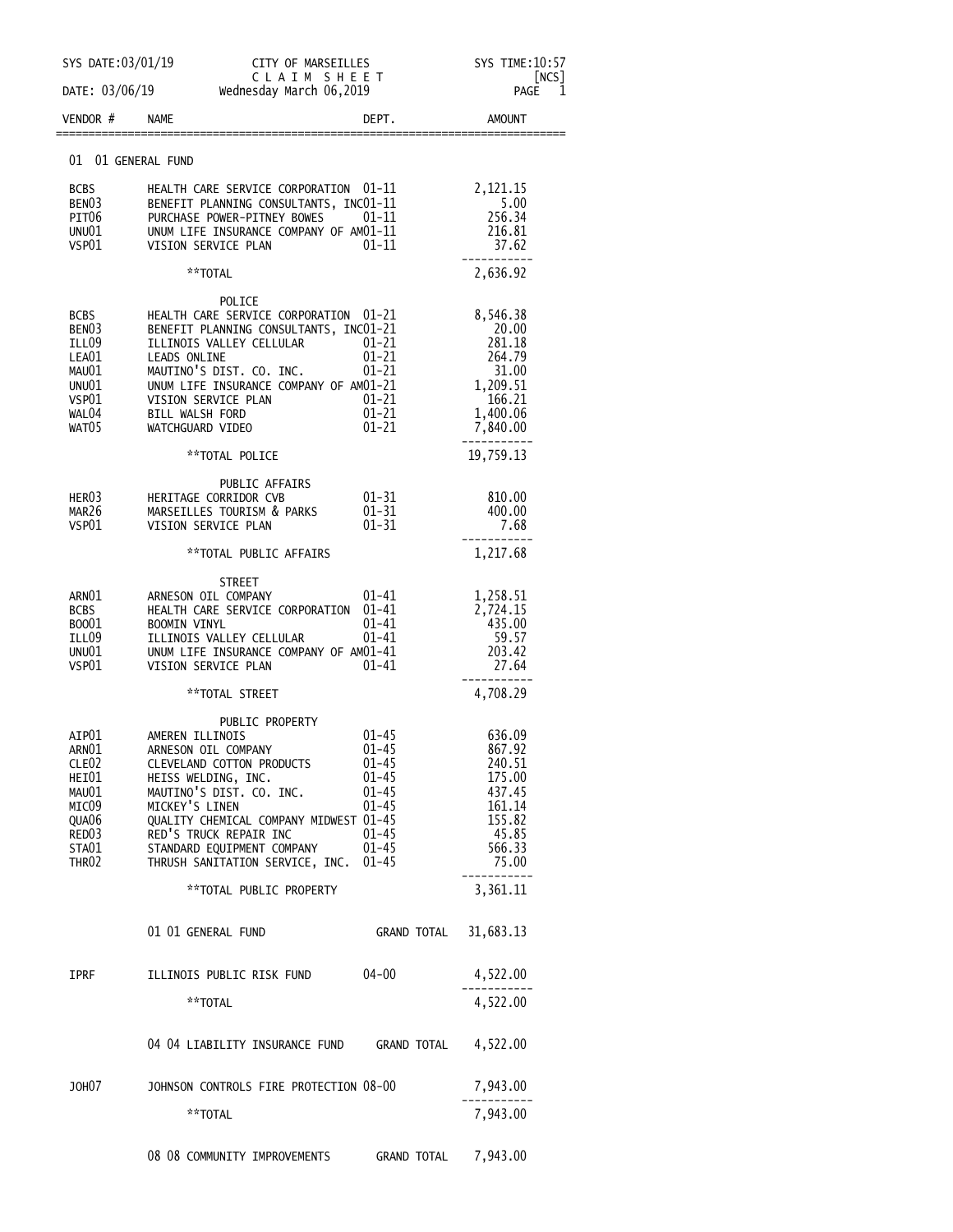SYS DATE:03/01/19 CITY OF MARSEILLES SYS TIME:10:57

CLAIM SHEET [NCS]

DATE: 03/06/19 Wednesday March 06,2019

| VENDOR # | NAME | DEPT. | AMOUNT |
|---|---|---|---|
| 01 01 GENERAL FUND | | | |
| BCBS | HEALTH CARE SERVICE CORPORATION | 01-11 | 2,121.15 |
| BEN03 | BENEFIT PLANNING CONSULTANTS, INC | 01-11 | 5.00 |
| PIT06 | PURCHASE POWER-PITNEY BOWES | 01-11 | 256.34 |
| UNU01 | UNUM LIFE INSURANCE COMPANY OF AM | 01-11 | 216.81 |
| VSP01 | VISION SERVICE PLAN | 01-11 | 37.62 |
| | **TOTAL | | 2,636.92 |
| | POLICE | | |
| BCBS | HEALTH CARE SERVICE CORPORATION | 01-21 | 8,546.38 |
| BEN03 | BENEFIT PLANNING CONSULTANTS, INC | 01-21 | 20.00 |
| ILL09 | ILLINOIS VALLEY CELLULAR | 01-21 | 281.18 |
| LEA01 | LEADS ONLINE | 01-21 | 264.79 |
| MAU01 | MAUTINO'S DIST. CO. INC. | 01-21 | 31.00 |
| UNU01 | UNUM LIFE INSURANCE COMPANY OF AM | 01-21 | 1,209.51 |
| VSP01 | VISION SERVICE PLAN | 01-21 | 166.21 |
| WAL04 | BILL WALSH FORD | 01-21 | 1,400.06 |
| WAT05 | WATCHGUARD VIDEO | 01-21 | 7,840.00 |
| | **TOTAL POLICE | | 19,759.13 |
| | PUBLIC AFFAIRS | | |
| HER03 | HERITAGE CORRIDOR CVB | 01-31 | 810.00 |
| MAR26 | MARSEILLES TOURISM & PARKS | 01-31 | 400.00 |
| VSP01 | VISION SERVICE PLAN | 01-31 | 7.68 |
| | **TOTAL PUBLIC AFFAIRS | | 1,217.68 |
| | STREET | | |
| ARN01 | ARNESON OIL COMPANY | 01-41 | 1,258.51 |
| BCBS | HEALTH CARE SERVICE CORPORATION | 01-41 | 2,724.15 |
| BOO01 | BOOMIN VINYL | 01-41 | 435.00 |
| ILL09 | ILLINOIS VALLEY CELLULAR | 01-41 | 59.57 |
| UNU01 | UNUM LIFE INSURANCE COMPANY OF AM | 01-41 | 203.42 |
| VSP01 | VISION SERVICE PLAN | 01-41 | 27.64 |
| | **TOTAL STREET | | 4,708.29 |
| | PUBLIC PROPERTY | | |
| AIP01 | AMEREN ILLINOIS | 01-45 | 636.09 |
| ARN01 | ARNESON OIL COMPANY | 01-45 | 867.92 |
| CLE02 | CLEVELAND COTTON PRODUCTS | 01-45 | 240.51 |
| HEI01 | HEISS WELDING, INC. | 01-45 | 175.00 |
| MAU01 | MAUTINO'S DIST. CO. INC. | 01-45 | 437.45 |
| MIC09 | MICKEY'S LINEN | 01-45 | 161.14 |
| QUA06 | QUALITY CHEMICAL COMPANY MIDWEST | 01-45 | 155.82 |
| RED03 | RED'S TRUCK REPAIR INC | 01-45 | 45.85 |
| STA01 | STANDARD EQUIPMENT COMPANY | 01-45 | 566.33 |
| THR02 | THRUSH SANITATION SERVICE, INC. | 01-45 | 75.00 |
| | **TOTAL PUBLIC PROPERTY | | 3,361.11 |
| | 01 01 GENERAL FUND | GRAND TOTAL | 31,683.13 |
| IPRF | ILLINOIS PUBLIC RISK FUND | 04-00 | 4,522.00 |
| | **TOTAL | | 4,522.00 |
| | 04 04 LIABILITY INSURANCE FUND | GRAND TOTAL | 4,522.00 |
| JOH07 | JOHNSON CONTROLS FIRE PROTECTION | 08-00 | 7,943.00 |
| | **TOTAL | | 7,943.00 |
| | 08 08 COMMUNITY IMPROVEMENTS | GRAND TOTAL | 7,943.00 |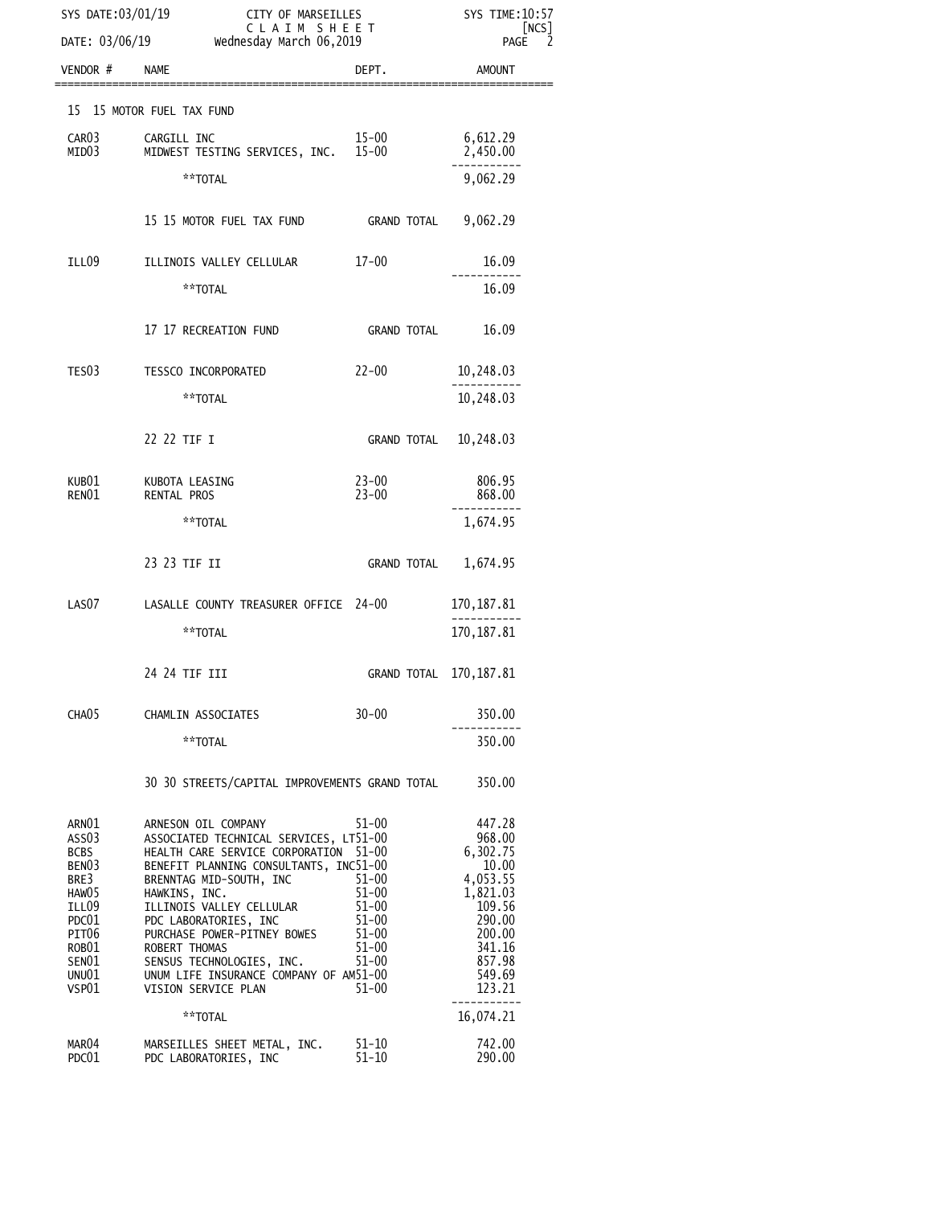SYS DATE:03/01/19 CITY OF MARSEILLES SYS TIME:10:57
C L A I M S H E E T [NCS]
DATE: 03/06/19 Wednesday March 06,2019

| VENDOR # | NAME | DEPT. | AMOUNT |
|---|---|---|---|
| 15 | 15 MOTOR FUEL TAX FUND | | |
| CAR03 | CARGILL INC | 15-00 | 6,612.29 |
| MID03 | MIDWEST TESTING SERVICES, INC. | 15-00 | 2,450.00 |
| | **TOTAL | | 9,062.29 |
| | 15 15 MOTOR FUEL TAX FUND | GRAND TOTAL | 9,062.29 |
| ILL09 | ILLINOIS VALLEY CELLULAR | 17-00 | 16.09 |
| | **TOTAL | | 16.09 |
| | 17 17 RECREATION FUND | GRAND TOTAL | 16.09 |
| TES03 | TESSCO INCORPORATED | 22-00 | 10,248.03 |
| | **TOTAL | | 10,248.03 |
| | 22 22 TIF I | GRAND TOTAL | 10,248.03 |
| KUB01 | KUBOTA LEASING | 23-00 | 806.95 |
| REN01 | RENTAL PROS | 23-00 | 868.00 |
| | **TOTAL | | 1,674.95 |
| | 23 23 TIF II | GRAND TOTAL | 1,674.95 |
| LAS07 | LASALLE COUNTY TREASURER OFFICE | 24-00 | 170,187.81 |
| | **TOTAL | | 170,187.81 |
| | 24 24 TIF III | GRAND TOTAL | 170,187.81 |
| CHA05 | CHAMLIN ASSOCIATES | 30-00 | 350.00 |
| | **TOTAL | | 350.00 |
| | 30 30 STREETS/CAPITAL IMPROVEMENTS | GRAND TOTAL | 350.00 |
| ARN01 | ARNESON OIL COMPANY | 51-00 | 447.28 |
| ASS03 | ASSOCIATED TECHNICAL SERVICES, LT | 51-00 | 968.00 |
| BCBS | HEALTH CARE SERVICE CORPORATION | 51-00 | 6,302.75 |
| BEN03 | BENEFIT PLANNING CONSULTANTS, INC | 51-00 | 10.00 |
| BRE3 | BRENNTAG MID-SOUTH, INC | 51-00 | 4,053.55 |
| HAW05 | HAWKINS, INC. | 51-00 | 1,821.03 |
| ILL09 | ILLINOIS VALLEY CELLULAR | 51-00 | 109.56 |
| PDC01 | PDC LABORATORIES, INC | 51-00 | 290.00 |
| PIT06 | PURCHASE POWER-PITNEY BOWES | 51-00 | 200.00 |
| ROB01 | ROBERT THOMAS | 51-00 | 341.16 |
| SEN01 | SENSUS TECHNOLOGIES, INC. | 51-00 | 857.98 |
| UNU01 | UNUM LIFE INSURANCE COMPANY OF AM | 51-00 | 549.69 |
| VSP01 | VISION SERVICE PLAN | 51-00 | 123.21 |
| | **TOTAL | | 16,074.21 |
| MAR04 | MARSEILLES SHEET METAL, INC. | 51-10 | 742.00 |
| PDC01 | PDC LABORATORIES, INC | 51-10 | 290.00 |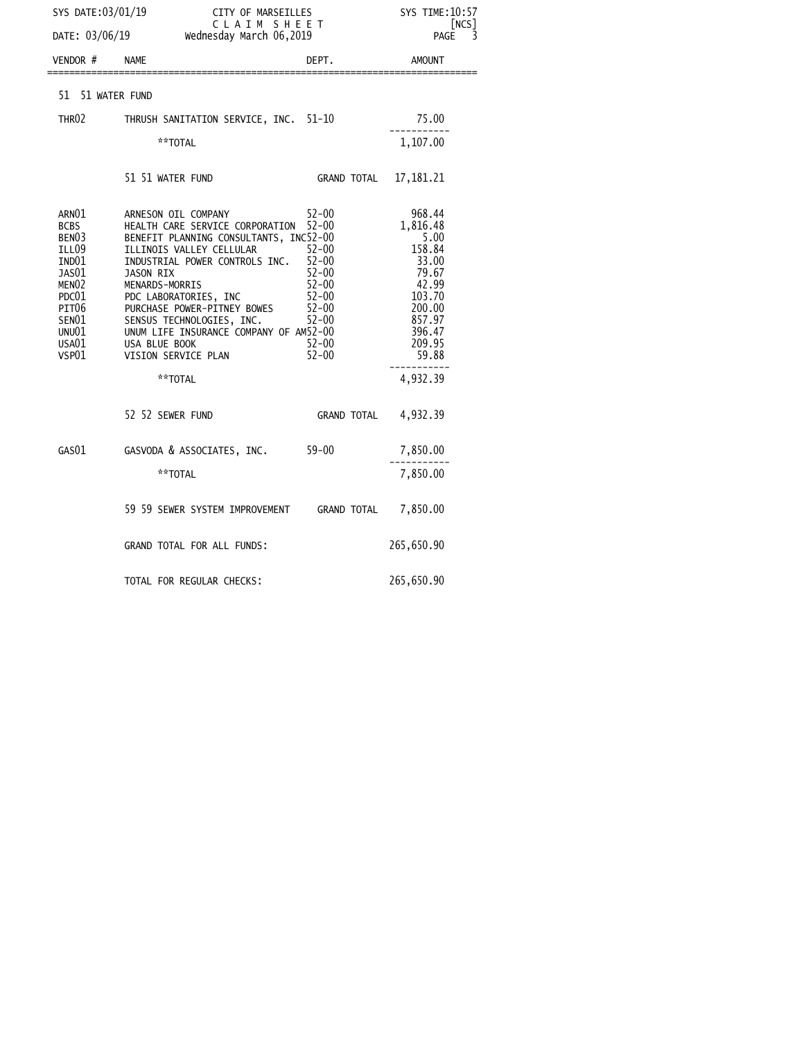SYS DATE:03/01/19 CITY OF MARSEILLES SYS TIME:10:57

C L A I M S H E E T [NCS]

DATE: 03/06/19 Wednesday March 06,2019

| VENDOR # | NAME | DEPT. | AMOUNT |
|---|---|---|---|
| 51 51 WATER FUND | | | |
| THR02 | THRUSH SANITATION SERVICE, INC. | 51-10 | 75.00 |
| | **TOTAL | | 1,107.00 |
| | 51 51 WATER FUND | GRAND TOTAL | 17,181.21 |
| ARN01 | ARNESON OIL COMPANY | 52-00 | 968.44 |
| BCBS | HEALTH CARE SERVICE CORPORATION | 52-00 | 1,816.48 |
| BEN03 | BENEFIT PLANNING CONSULTANTS, INC | 52-00 | 5.00 |
| ILL09 | ILLINOIS VALLEY CELLULAR | 52-00 | 158.84 |
| IND01 | INDUSTRIAL POWER CONTROLS INC. | 52-00 | 33.00 |
| JAS01 | JASON RIX | 52-00 | 79.67 |
| MEN02 | MENARDS-MORRIS | 52-00 | 42.99 |
| PDC01 | PDC LABORATORIES, INC | 52-00 | 103.70 |
| PIT06 | PURCHASE POWER-PITNEY BOWES | 52-00 | 200.00 |
| SEN01 | SENSUS TECHNOLOGIES, INC. | 52-00 | 857.97 |
| UNU01 | UNUM LIFE INSURANCE COMPANY OF AM | 52-00 | 396.47 |
| USA01 | USA BLUE BOOK | 52-00 | 209.95 |
| VSP01 | VISION SERVICE PLAN | 52-00 | 59.88 |
| | **TOTAL | | 4,932.39 |
| | 52 52 SEWER FUND | GRAND TOTAL | 4,932.39 |
| GAS01 | GASVODA & ASSOCIATES, INC. | 59-00 | 7,850.00 |
| | **TOTAL | | 7,850.00 |
| | 59 59 SEWER SYSTEM IMPROVEMENT | GRAND TOTAL | 7,850.00 |
| | GRAND TOTAL FOR ALL FUNDS: | | 265,650.90 |
| | TOTAL FOR REGULAR CHECKS: | | 265,650.90 |